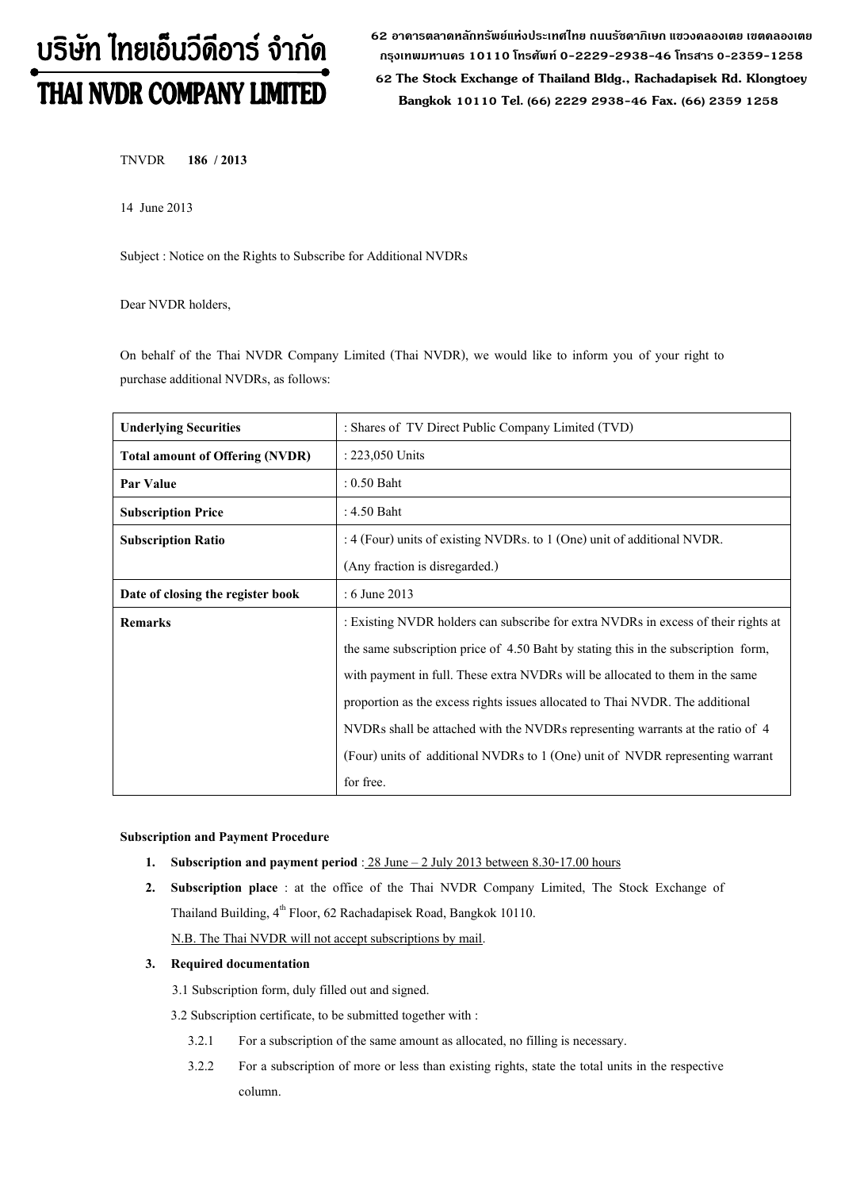# บริษัท ไทยเอ็นวีดีอาร์ จำกัด
# THAI NVDR COMPANY LIMITED

**62 อาคารตลาดหลักทรัพย์แห่งประเทศไทย ถนนรัชดาภิเษก แขวงคลองเตย เขตคลองเตย กรุงเทพมหานคร 10110 โทรศัพท์ 0-2229-2938-46 โทรสาร 0-2359-1258**
**62 The Stock Exchange of Thailand Bldg., Rachadapisek Rd. Klongtoey Bangkok 10110 Tel. (66) 2229 2938-46 Fax. (66) 2359 1258**

TNVDR **186 / 2013**

14 June 2013

Subject : Notice on the Rights to Subscribe for Additional NVDRs

Dear NVDR holders,

On behalf of the Thai NVDR Company Limited (Thai NVDR), we would like to inform you of your right to purchase additional NVDRs, as follows:

| **Underlying Securities** | : Shares of TV Direct Public Company Limited (TVD) |
|---|---|
| **Total amount of Offering (NVDR)** | : 223,050 Units |
| **Par Value** | : 0.50 Baht |
| **Subscription Price** | : 4.50 Baht |
| **Subscription Ratio** | : 4 (Four) units of existing NVDRs. to 1 (One) unit of additional NVDR. (Any fraction is disregarded.) |
| **Date of closing the register book** | : 6 June 2013 |
| **Remarks** | : Existing NVDR holders can subscribe for extra NVDRs in excess of their rights at the same subscription price of 4.50 Baht by stating this in the subscription form, with payment in full. These extra NVDRs will be allocated to them in the same proportion as the excess rights issues allocated to Thai NVDR. The additional NVDRs shall be attached with the NVDRs representing warrants at the ratio of 4 (Four) units of additional NVDRs to 1 (One) unit of NVDR representing warrant for free. |

**Subscription and Payment Procedure**

1. **Subscription and payment period** : 28 June – 2 July 2013 between 8.30-17.00 hours
2. **Subscription place** : at the office of the Thai NVDR Company Limited, The Stock Exchange of Thailand Building, 4th Floor, 62 Rachadapisek Road, Bangkok 10110.
   N.B. The Thai NVDR will not accept subscriptions by mail.
3. **Required documentation**
   3.1 Subscription form, duly filled out and signed.
   3.2 Subscription certificate, to be submitted together with :
      3.2.1 For a subscription of the same amount as allocated, no filling is necessary.
      3.2.2 For a subscription of more or less than existing rights, state the total units in the respective column.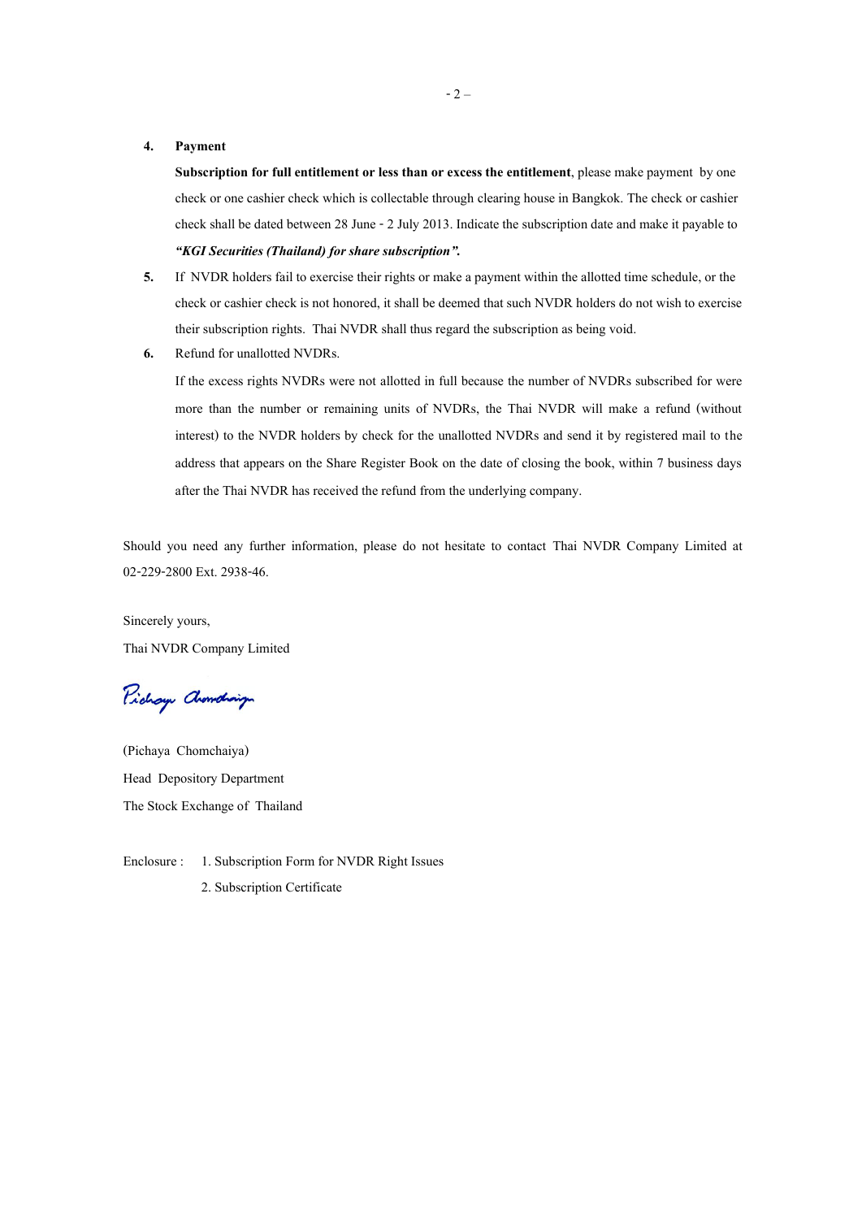4. **Payment**

   **Subscription for full entitlement or less than or excess the entitlement**, please make payment by one check or one cashier check which is collectable through clearing house in Bangkok. The check or cashier check shall be dated between 28 June - 2 July 2013. Indicate the subscription date and make it payable to ***"KGI Securities (Thailand) for share subscription".***

5. If NVDR holders fail to exercise their rights or make a payment within the allotted time schedule, or the check or cashier check is not honored, it shall be deemed that such NVDR holders do not wish to exercise their subscription rights. Thai NVDR shall thus regard the subscription as being void.

6. Refund for unallotted NVDRs.

   If the excess rights NVDRs were not allotted in full because the number of NVDRs subscribed for were more than the number or remaining units of NVDRs, the Thai NVDR will make a refund (without interest) to the NVDR holders by check for the unallotted NVDRs and send it by registered mail to the address that appears on the Share Register Book on the date of closing the book, within 7 business days after the Thai NVDR has received the refund from the underlying company.

Should you need any further information, please do not hesitate to contact Thai NVDR Company Limited at 02-229-2800 Ext. 2938-46.

Sincerely yours,

Thai NVDR Company Limited

(Pichaya Chomchaiya)

Head Depository Department

The Stock Exchange of Thailand

Enclosure : 1. Subscription Form for NVDR Right Issues

2. Subscription Certificate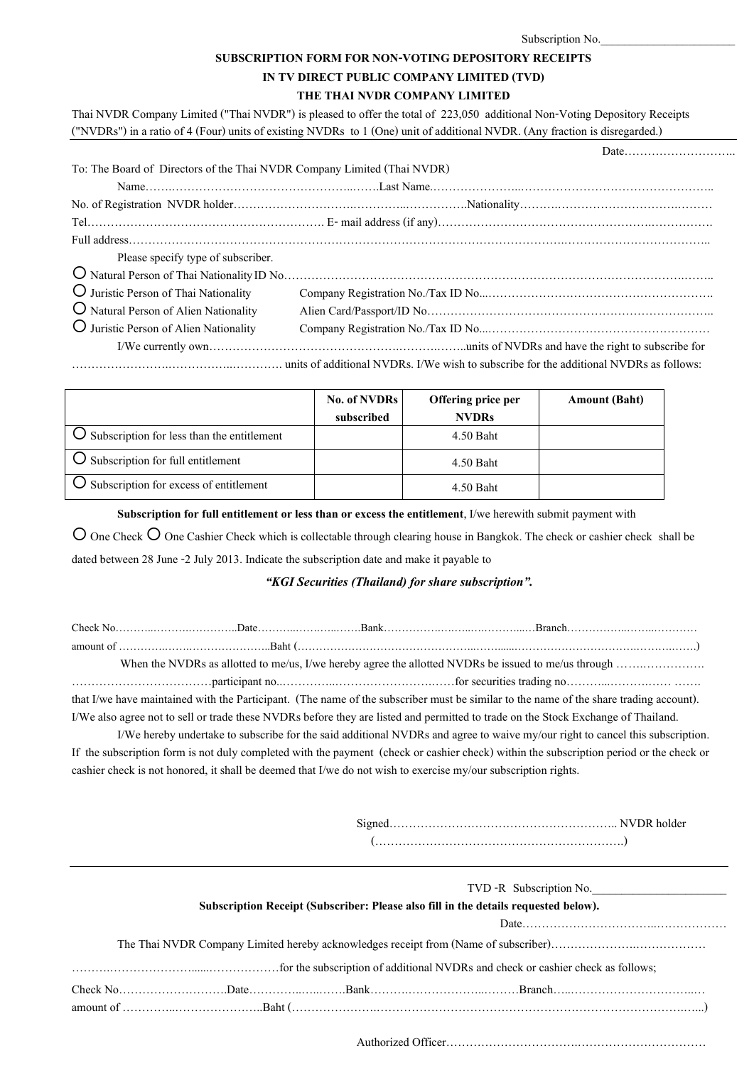Subscription No.______________________

**SUBSCRIPTION FORM FOR NON-VOTING DEPOSITORY RECEIPTS**

**IN TV DIRECT PUBLIC COMPANY LIMITED (TVD)**

**THE THAI NVDR COMPANY LIMITED**

Thai NVDR Company Limited ("Thai NVDR") is pleased to offer the total of 223,050 additional Non-Voting Depository Receipts ("NVDRs") in a ratio of 4 (Four) units of existing NVDRs to 1 (One) unit of additional NVDR. (Any fraction is disregarded.)

Date………………………..

To: The Board of Directors of the Thai NVDR Company Limited (Thai NVDR)

Name……..……………………………………..…….Last Name.…………………..…………………………………………..

No. of Registration NVDR holder………………………….…………..…………….Nationality……….…………………………….………

Tel……………………………………………………. E- mail address (if any)……………………………………………………….…………….

Full address……………………………………………………………………………………………….…………………………………..

Please specify type of subscriber.

○ Natural Person of Thai Nationality ID No……………………………………………………………………………………………….……..

○ Juristic Person of Thai Nationality Company Registration No./Tax ID No...…………………………………………………………..

○ Natural Person of Alien Nationality Alien Card/Passport/ID No………………………………………………………………………..

○ Juristic Person of Alien Nationality Company Registration No./Tax ID No...…………………………………………………………

I/We currently own…………………………………………….……….……..units of NVDRs and have the right to subscribe for ……………………….……………..…………. units of additional NVDRs. I/We wish to subscribe for the additional NVDRs as follows:

| | No. of NVDRs subscribed | Offering price per NVDRs | Amount (Baht) |
|---|---|---|---|
| ○ Subscription for less than the entitlement | | 4.50 Baht | |
| ○ Subscription for full entitlement | | 4.50 Baht | |
| ○ Subscription for excess of entitlement | | 4.50 Baht | |

**Subscription for full entitlement or less than or excess the entitlement**, I/we herewith submit payment with

○ One Check ○ One Cashier Check which is collectable through clearing house in Bangkok. The check or cashier check shall be dated between 28 June - 2 July 2013. Indicate the subscription date and make it payable to

***"KGI Securities (Thailand) for share subscription".***

Check No………..……….…………..Date………..……..…..…….Bank…………….……..…..……...…Branch……………..……..…………

amount of …………..……..…………………..Baht (……………………………………………..………......…………………………….……..……..)

When the NVDRs as allotted to me/us, I/we hereby agree the allotted NVDRs be issued to me/us through …….…………….

………………………………participant no..…………..………………………..……for securities trading no………..……….…… …….

that I/we have maintained with the Participant. (The name of the subscriber must be similar to the name of the share trading account).

I/We also agree not to sell or trade these NVDRs before they are listed and permitted to trade on the Stock Exchange of Thailand.

I/We hereby undertake to subscribe for the said additional NVDRs and agree to waive my/our right to cancel this subscription. If the subscription form is not duly completed with the payment (check or cashier check) within the subscription period or the check or cashier check is not honored, it shall be deemed that I/we do not wish to exercise my/our subscription rights.

Signed………………………………………………….. NVDR holder

(……………………………………………………….)

---

TVD -R Subscription No.______________________

**Subscription Receipt (Subscriber: Please also fill in the details requested below).**

Date…………………………….………………

The Thai NVDR Company Limited hereby acknowledges receipt from (Name of subscriber)…………………..………………

……….…………………......………………for the subscription of additional NVDRs and check or cashier check as follows;

Check No……………………….Date…………..…..…….Bank……….………………..………Branch…..…………………………..…

amount of …………..…………………..Baht (…………………..………………………………………………………………….…...)

Authorized Officer……………………………….……………………………